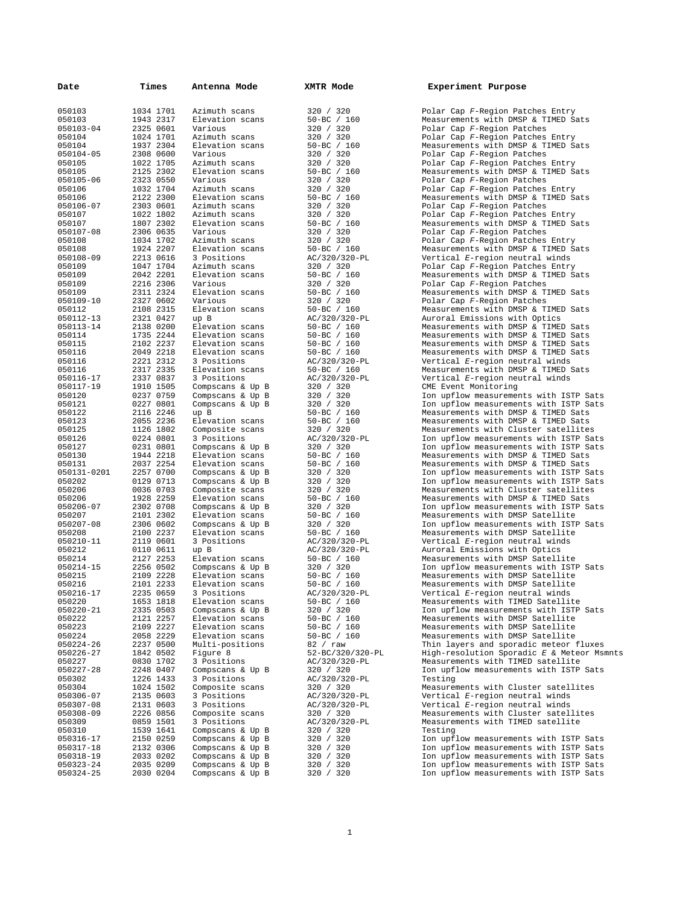| Date | Times | Antenna Mode | XMTR Mode | Experiment Purpose |
|---|---|---|---|---|
| 050103 | 1034 1701 | Azimuth scans | 320 / 320 | Polar Cap *F*-Region Patches Entry |
| 050103 | 1943 2317 | Elevation scans | 50-BC / 160 | Measurements with DMSP & TIMED Sats |
| 050103-04 | 2325 0601 | Various | 320 / 320 | Polar Cap *F*-Region Patches |
| 050104 | 1024 1701 | Azimuth scans | 320 / 320 | Polar Cap *F*-Region Patches Entry |
| 050104 | 1937 2304 | Elevation scans | 50-BC / 160 | Measurements with DMSP & TIMED Sats |
| 050104-05 | 2308 0600 | Various | 320 / 320 | Polar Cap *F*-Region Patches |
| 050105 | 1022 1705 | Azimuth scans | 320 / 320 | Polar Cap *F*-Region Patches Entry |
| 050105 | 2125 2302 | Elevation scans | 50-BC / 160 | Measurements with DMSP & TIMED Sats |
| 050105-06 | 2323 0550 | Various | 320 / 320 | Polar Cap *F*-Region Patches |
| 050106 | 1032 1704 | Azimuth scans | 320 / 320 | Polar Cap *F*-Region Patches Entry |
| 050106 | 2122 2300 | Elevation scans | 50-BC / 160 | Measurements with DMSP & TIMED Sats |
| 050106-07 | 2303 0601 | Azimuth scans | 320 / 320 | Polar Cap *F*-Region Patches |
| 050107 | 1022 1802 | Azimuth scans | 320 / 320 | Polar Cap *F*-Region Patches Entry |
| 050107 | 1807 2302 | Elevation scans | 50-BC / 160 | Measurements with DMSP & TIMED Sats |
| 050107-08 | 2306 0635 | Various | 320 / 320 | Polar Cap *F*-Region Patches |
| 050108 | 1034 1702 | Azimuth scans | 320 / 320 | Polar Cap *F*-Region Patches Entry |
| 050108 | 1924 2207 | Elevation scans | 50-BC / 160 | Measurements with DMSP & TIMED Sats |
| 050108-09 | 2213 0616 | 3 Positions | AC/320/320-PL | Vertical *E*-region neutral winds |
| 050109 | 1047 1704 | Azimuth scans | 320 / 320 | Polar Cap *F*-Region Patches Entry |
| 050109 | 2042 2201 | Elevation scans | 50-BC / 160 | Measurements with DMSP & TIMED Sats |
| 050109 | 2216 2306 | Various | 320 / 320 | Polar Cap *F*-Region Patches |
| 050109 | 2311 2324 | Elevation scans | 50-BC / 160 | Measurements with DMSP & TIMED Sats |
| 050109-10 | 2327 0602 | Various | 320 / 320 | Polar Cap *F*-Region Patches |
| 050112 | 2108 2315 | Elevation scans | 50-BC / 160 | Measurements with DMSP & TIMED Sats |
| 050112-13 | 2321 0427 | up B | AC/320/320-PL | Auroral Emissions with Optics |
| 050113-14 | 2138 0200 | Elevation scans | 50-BC / 160 | Measurements with DMSP & TIMED Sats |
| 050114 | 1735 2244 | Elevation scans | 50-BC / 160 | Measurements with DMSP & TIMED Sats |
| 050115 | 2102 2237 | Elevation scans | 50-BC / 160 | Measurements with DMSP & TIMED Sats |
| 050116 | 2049 2218 | Elevation scans | 50-BC / 160 | Measurements with DMSP & TIMED Sats |
| 050116 | 2221 2312 | 3 Positions | AC/320/320-PL | Vertical *E*-region neutral winds |
| 050116 | 2317 2335 | Elevation scans | 50-BC / 160 | Measurements with DMSP & TIMED Sats |
| 050116-17 | 2337 0837 | 3 Positions | AC/320/320-PL | Vertical *E*-region neutral winds |
| 050117-19 | 1910 1505 | Compscans & Up B | 320 / 320 | CME Event Monitoring |
| 050120 | 0237 0759 | Compscans & Up B | 320 / 320 | Ion upflow measurements with ISTP Sats |
| 050121 | 0227 0801 | Compscans & Up B | 320 / 320 | Ion upflow measurements with ISTP Sats |
| 050122 | 2116 2246 | up B | 50-BC / 160 | Measurements with DMSP & TIMED Sats |
| 050123 | 2055 2236 | Elevation scans | 50-BC / 160 | Measurements with DMSP & TIMED Sats |
| 050125 | 1126 1802 | Composite scans | 320 / 320 | Measurements with Cluster satellites |
| 050126 | 0224 0801 | 3 Positions | AC/320/320-PL | Ion upflow measurements with ISTP Sats |
| 050127 | 0231 0801 | Compscans & Up B | 320 / 320 | Ion upflow measurements with ISTP Sats |
| 050130 | 1944 2218 | Elevation scans | 50-BC / 160 | Measurements with DMSP & TIMED Sats |
| 050131 | 2037 2254 | Elevation scans | 50-BC / 160 | Measurements with DMSP & TIMED Sats |
| 050131-0201 | 2257 0700 | Compscans & Up B | 320 / 320 | Ion upflow measurements with ISTP Sats |
| 050202 | 0129 0713 | Compscans & Up B | 320 / 320 | Ion upflow measurements with ISTP Sats |
| 050206 | 0036 0703 | Composite scans | 320 / 320 | Measurements with Cluster satellites |
| 050206 | 1928 2259 | Elevation scans | 50-BC / 160 | Measurements with DMSP & TIMED Sats |
| 050206-07 | 2302 0708 | Compscans & Up B | 320 / 320 | Ion upflow measurements with ISTP Sats |
| 050207 | 2101 2302 | Elevation scans | 50-BC / 160 | Measurements with DMSP Satellite |
| 050207-08 | 2306 0602 | Compscans & Up B | 320 / 320 | Ion upflow measurements with ISTP Sats |
| 050208 | 2100 2237 | Elevation scans | 50-BC / 160 | Measurements with DMSP Satellite |
| 050210-11 | 2119 0601 | 3 Positions | AC/320/320-PL | Vertical *E*-region neutral winds |
| 050212 | 0110 0611 | up B | AC/320/320-PL | Auroral Emissions with Optics |
| 050214 | 2127 2253 | Elevation scans | 50-BC / 160 | Measurements with DMSP Satellite |
| 050214-15 | 2256 0502 | Compscans & Up B | 320 / 320 | Ion upflow measurements with ISTP Sats |
| 050215 | 2109 2228 | Elevation scans | 50-BC / 160 | Measurements with DMSP Satellite |
| 050216 | 2101 2233 | Elevation scans | 50-BC / 160 | Measurements with DMSP Satellite |
| 050216-17 | 2235 0659 | 3 Positions | AC/320/320-PL | Vertical *E*-region neutral winds |
| 050220 | 1653 1818 | Elevation scans | 50-BC / 160 | Measurements with TIMED Satellite |
| 050220-21 | 2335 0503 | Compscans & Up B | 320 / 320 | Ion upflow measurements with ISTP Sats |
| 050222 | 2121 2257 | Elevation scans | 50-BC / 160 | Measurements with DMSP Satellite |
| 050223 | 2109 2227 | Elevation scans | 50-BC / 160 | Measurements with DMSP Satellite |
| 050224 | 2058 2229 | Elevation scans | 50-BC / 160 | Measurements with DMSP Satellite |
| 050224-26 | 2237 0500 | Multi-positions | 82 / raw | Thin layers and sporadic meteor fluxes |
| 050226-27 | 1842 0502 | Figure 8 | 52-BC/320/320-PL | High-resolution Sporadic *E* & Meteor Msmnts |
| 050227 | 0830 1702 | 3 Positions | AC/320/320-PL | Measurements with TIMED satellite |
| 050227-28 | 2248 0407 | Compscans & Up B | 320 / 320 | Ion upflow measurements with ISTP Sats |
| 050302 | 1226 1433 | 3 Positions | AC/320/320-PL | Testing |
| 050304 | 1024 1502 | Composite scans | 320 / 320 | Measurements with Cluster satellites |
| 050306-07 | 2135 0603 | 3 Positions | AC/320/320-PL | Vertical *E*-region neutral winds |
| 050307-08 | 2131 0603 | 3 Positions | AC/320/320-PL | Vertical *E*-region neutral winds |
| 050308-09 | 2226 0856 | Composite scans | 320 / 320 | Measurements with Cluster satellites |
| 050309 | 0859 1501 | 3 Positions | AC/320/320-PL | Measurements with TIMED satellite |
| 050310 | 1539 1641 | Compscans & Up B | 320 / 320 | Testing |
| 050316-17 | 2150 0259 | Compscans & Up B | 320 / 320 | Ion upflow measurements with ISTP Sats |
| 050317-18 | 2132 0306 | Compscans & Up B | 320 / 320 | Ion upflow measurements with ISTP Sats |
| 050318-19 | 2033 0202 | Compscans & Up B | 320 / 320 | Ion upflow measurements with ISTP Sats |
| 050323-24 | 2035 0209 | Compscans & Up B | 320 / 320 | Ion upflow measurements with ISTP Sats |
| 050324-25 | 2030 0204 | Compscans & Up B | 320 / 320 | Ion upflow measurements with ISTP Sats |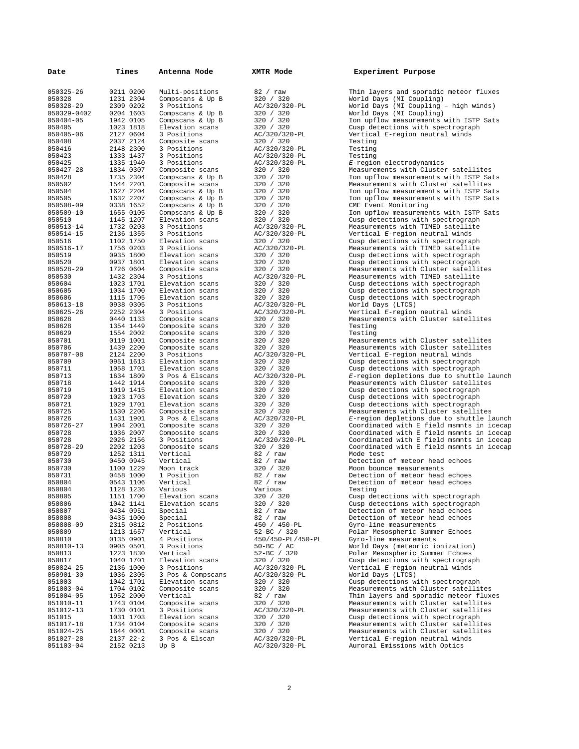| Date | Times | Antenna Mode | XMTR Mode | Experiment Purpose |
|---|---|---|---|---|
| 050325-26 | 0211 0200 | Multi-positions | 82 / raw | Thin layers and sporadic meteor fluxes |
| 050328 | 1231 2304 | Compscans & Up B | 320 / 320 | World Days (MI Coupling) |
| 050328-29 | 2309 0202 | 3 Positions | AC/320/320-PL | World Days (MI Coupling – high winds) |
| 050329-0402 | 0204 1603 | Compscans & Up B | 320 / 320 | World Days (MI Coupling) |
| 050404-05 | 1942 0105 | Compscans & Up B | 320 / 320 | Ion upflow measurements with ISTP Sats |
| 050405 | 1023 1818 | Elevation scans | 320 / 320 | Cusp detections with spectrograph |
| 050405-06 | 2127 0604 | 3 Positions | AC/320/320-PL | Vertical *E*-region neutral winds |
| 050408 | 2037 2124 | Composite scans | 320 / 320 | Testing |
| 050416 | 2148 2300 | 3 Positions | AC/320/320-PL | Testing |
| 050423 | 1333 1437 | 3 Positions | AC/320/320-PL | Testing |
| 050425 | 1335 1940 | 3 Positions | AC/320/320-PL | *E*-region electrodynamics |
| 050427-28 | 1834 0307 | Composite scans | 320 / 320 | Measurements with Cluster satellites |
| 050428 | 1735 2304 | Compscans & Up B | 320 / 320 | Ion upflow measurements with ISTP Sats |
| 050502 | 1544 2201 | Composite scans | 320 / 320 | Measurements with Cluster satellites |
| 050504 | 1627 2204 | Compscans & Up B | 320 / 320 | Ion upflow measurements with ISTP Sats |
| 050505 | 1632 2207 | Compscans & Up B | 320 / 320 | Ion upflow measurements with ISTP Sats |
| 050508-09 | 0338 1652 | Compscans & Up B | 320 / 320 | CME Event Monitoring |
| 050509-10 | 1655 0105 | Compscans & Up B | 320 / 320 | Ion upflow measurements with ISTP Sats |
| 050510 | 1145 1207 | Elevation scans | 320 / 320 | Cusp detections with spectrograph |
| 050513-14 | 1732 0203 | 3 Positions | AC/320/320-PL | Measurements with TIMED satellite |
| 050514-15 | 2136 1355 | 3 Positions | AC/320/320-PL | Vertical *E*-region neutral winds |
| 050516 | 1102 1750 | Elevation scans | 320 / 320 | Cusp detections with spectrograph |
| 050516-17 | 1756 0203 | 3 Positions | AC/320/320-PL | Measurements with TIMED satellite |
| 050519 | 0935 1800 | Elevation scans | 320 / 320 | Cusp detections with spectrograph |
| 050520 | 0937 1801 | Elevation scans | 320 / 320 | Cusp detections with spectrograph |
| 050528-29 | 1726 0604 | Composite scans | 320 / 320 | Measurements with Cluster satellites |
| 050530 | 1432 2304 | 3 Positions | AC/320/320-PL | Measurements with TIMED satellite |
| 050604 | 1023 1701 | Elevation scans | 320 / 320 | Cusp detections with spectrograph |
| 050605 | 1034 1700 | Elevation scans | 320 / 320 | Cusp detections with spectrograph |
| 050606 | 1115 1705 | Elevation scans | 320 / 320 | Cusp detections with spectrograph |
| 050613-18 | 0938 0305 | 3 Positions | AC/320/320-PL | World Days (LTCS) |
| 050625-26 | 2252 2304 | 3 Positions | AC/320/320-PL | Vertical *E*-region neutral winds |
| 050628 | 0440 1133 | Composite scans | 320 / 320 | Measurements with Cluster satellites |
| 050628 | 1354 1449 | Composite scans | 320 / 320 | Testing |
| 050629 | 1554 2002 | Composite scans | 320 / 320 | Testing |
| 050701 | 0119 1001 | Composite scans | 320 / 320 | Measurements with Cluster satellites |
| 050706 | 1439 2200 | Composite scans | 320 / 320 | Measurements with Cluster satellites |
| 050707-08 | 2124 2200 | 3 Positions | AC/320/320-PL | Vertical *E*-region neutral winds |
| 050709 | 0951 1613 | Elevation scans | 320 / 320 | Cusp detections with spectrograph |
| 050711 | 1058 1701 | Elevation scans | 320 / 320 | Cusp detections with spectrograph |
| 050713 | 1634 1809 | 3 Pos & Elscans | AC/320/320-PL | *E*-region depletions due to shuttle launch |
| 050718 | 1442 1914 | Composite scans | 320 / 320 | Measurements with Cluster satellites |
| 050719 | 1019 1415 | Elevation scans | 320 / 320 | Cusp detections with spectrograph |
| 050720 | 1023 1703 | Elevation scans | 320 / 320 | Cusp detections with spectrograph |
| 050721 | 1029 1701 | Elevation scans | 320 / 320 | Cusp detections with spectrograph |
| 050725 | 1530 2206 | Composite scans | 320 / 320 | Measurements with Cluster satellites |
| 050726 | 1431 1901 | 3 Pos & Elscans | AC/320/320-PL | *E*-region depletions due to shuttle launch |
| 050726-27 | 1904 2001 | Composite scans | 320 / 320 | Coordinated with E field msmnts in icecap |
| 050728 | 1036 2007 | Composite scans | 320 / 320 | Coordinated with E field msmnts in icecap |
| 050728 | 2026 2156 | 3 Positions | AC/320/320-PL | Coordinated with E field msmnts in icecap |
| 050728-29 | 2202 1203 | Composite scans | 320 / 320 | Coordinated with E field msmnts in icecap |
| 050729 | 1252 1311 | Vertical | 82 / raw | Mode test |
| 050730 | 0450 0945 | Vertical | 82 / raw | Detection of meteor head echoes |
| 050730 | 1100 1229 | Moon track | 320 / 320 | Moon bounce measurements |
| 050731 | 0458 1000 | 1 Position | 82 / raw | Detection of meteor head echoes |
| 050804 | 0543 1106 | Vertical | 82 / raw | Detection of meteor head echoes |
| 050804 | 1128 1236 | Various | Various | Testing |
| 050805 | 1151 1700 | Elevation scans | 320 / 320 | Cusp detections with spectrograph |
| 050806 | 1042 1141 | Elevation scans | 320 / 320 | Cusp detections with spectrograph |
| 050807 | 0434 0951 | Special | 82 / raw | Detection of meteor head echoes |
| 050808 | 0435 1000 | Special | 82 / raw | Detection of meteor head echoes |
| 050808-09 | 2315 0812 | 2 Positions | 450 / 450-PL | Gyro-line measurements |
| 050809 | 1213 1657 | Vertical | 52-BC / 320 | Polar Mesospheric Summer Echoes |
| 050810 | 0135 0901 | 4 Positions | 450/450-PL/450-PL | Gyro-line measurements |
| 050810-13 | 0905 0501 | 3 Positions | 50-BC / AC | World Days (meteoric ionization) |
| 050813 | 1223 1830 | Vertical | 52-BC / 320 | Polar Mesospheric Summer Echoes |
| 050817 | 1040 1701 | Elevation scans | 320 / 320 | Cusp detections with spectrograph |
| 050824-25 | 2136 1000 | 3 Positions | AC/320/320-PL | Vertical *E*-region neutral winds |
| 050901-30 | 1036 2305 | 3 Pos & Compscans | AC/320/320-PL | World Days (LTCS) |
| 051003 | 1042 1701 | Elevation scans | 320 / 320 | Cusp detections with spectrograph |
| 051003-04 | 1704 0102 | Composite scans | 320 / 320 | Measurements with Cluster satellites |
| 051004-05 | 1952 2000 | Vertical | 82 / raw | Thin layers and sporadic meteor fluxes |
| 051010-11 | 1743 0104 | Composite scans | 320 / 320 | Measurements with Cluster satellites |
| 051012-13 | 1730 0101 | 3 Positions | AC/320/320-PL | Measurements with Cluster satellites |
| 051015 | 1031 1703 | Elevation scans | 320 / 320 | Cusp detections with spectrograph |
| 051017-18 | 1734 0104 | Composite scans | 320 / 320 | Measurements with Cluster satellites |
| 051024-25 | 1644 0001 | Composite scans | 320 / 320 | Measurements with Cluster satellites |
| 051027-28 | 2137 22-2 | 3 Pos & Elscan | AC/320/320-PL | Vertical *E*-region neutral winds |
| 051103-04 | 2152 0213 | Up B | AC/320/320-PL | Auroral Emissions with Optics |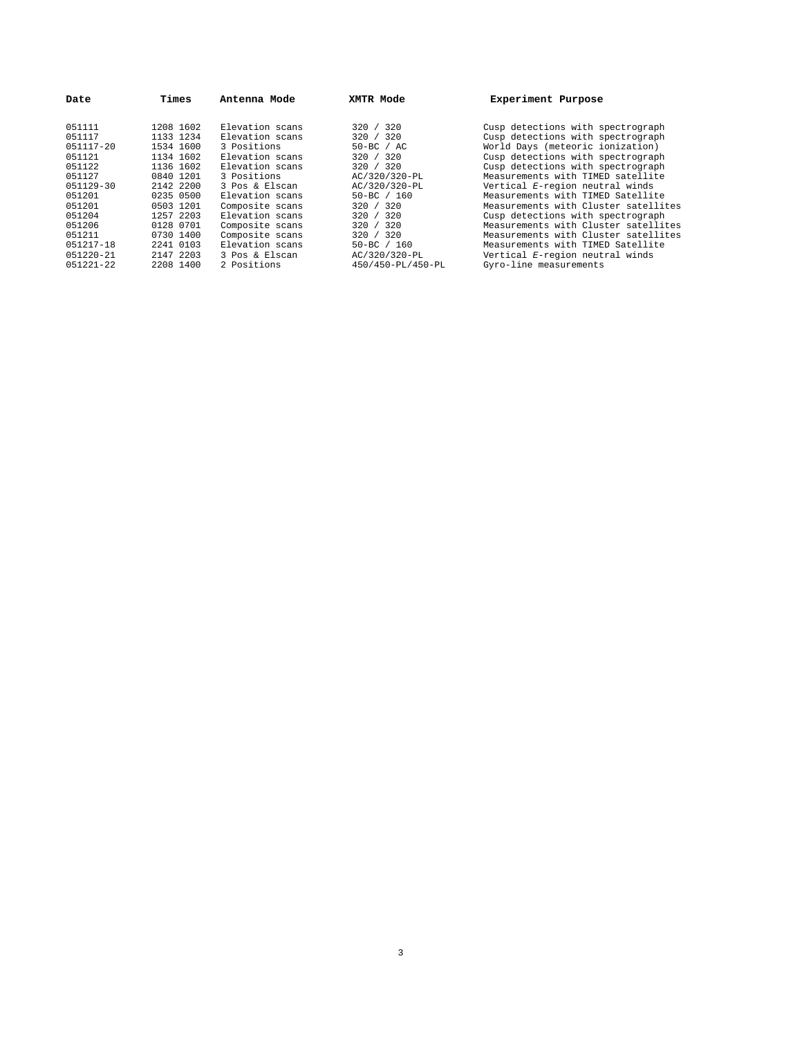| Date | Times | Antenna Mode | XMTR Mode | Experiment Purpose |
|---|---|---|---|---|
| 051111 | 1208 1602 | Elevation scans | 320 / 320 | Cusp detections with spectrograph |
| 051117 | 1133 1234 | Elevation scans | 320 / 320 | Cusp detections with spectrograph |
| 051117-20 | 1534 1600 | 3 Positions | 50-BC / AC | World Days (meteoric ionization) |
| 051121 | 1134 1602 | Elevation scans | 320 / 320 | Cusp detections with spectrograph |
| 051122 | 1136 1602 | Elevation scans | 320 / 320 | Cusp detections with spectrograph |
| 051127 | 0840 1201 | 3 Positions | AC/320/320-PL | Measurements with TIMED satellite |
| 051129-30 | 2142 2200 | 3 Pos & Elscan | AC/320/320-PL | Vertical *E*-region neutral winds |
| 051201 | 0235 0500 | Elevation scans | 50-BC / 160 | Measurements with TIMED Satellite |
| 051201 | 0503 1201 | Composite scans | 320 / 320 | Measurements with Cluster satellites |
| 051204 | 1257 2203 | Elevation scans | 320 / 320 | Cusp detections with spectrograph |
| 051206 | 0128 0701 | Composite scans | 320 / 320 | Measurements with Cluster satellites |
| 051211 | 0730 1400 | Composite scans | 320 / 320 | Measurements with Cluster satellites |
| 051217-18 | 2241 0103 | Elevation scans | 50-BC / 160 | Measurements with TIMED Satellite |
| 051220-21 | 2147 2203 | 3 Pos & Elscan | AC/320/320-PL | Vertical *E*-region neutral winds |
| 051221-22 | 2208 1400 | 2 Positions | 450/450-PL/450-PL | Gyro-line measurements |